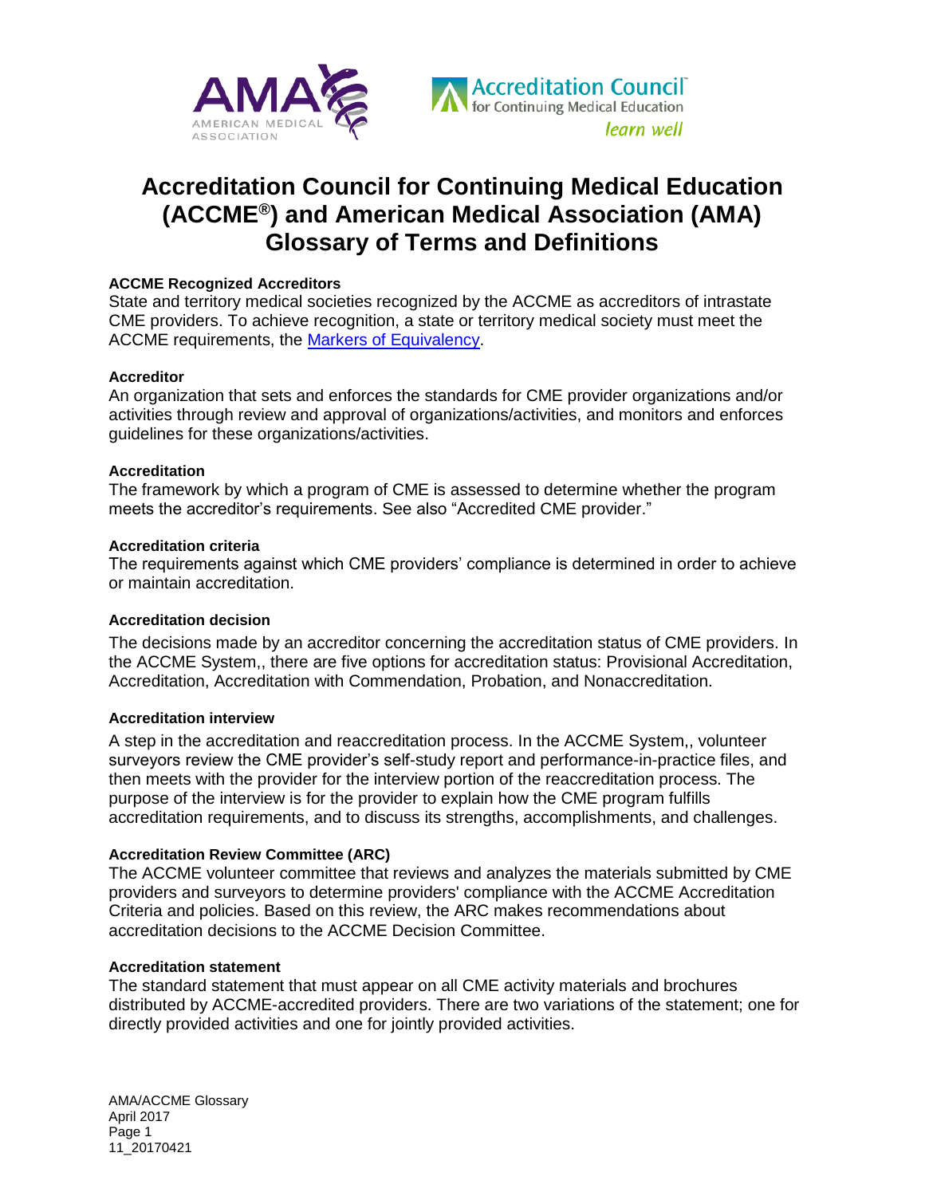# Accreditation Council for Continuing Medical Education (ACCME®) and American Medical Association (AMA) Glossary of Terms and Definitions

**ACCME Recognized Accreditors**

State and territory medical societies recognized by the ACCME as accreditors of intrastate CME providers. To achieve recognition, a state or territory medical society must meet the ACCME requirements, the Markers of Equivalency.

**Accreditor**

An organization that sets and enforces the standards for CME provider organizations and/or activities through review and approval of organizations/activities, and monitors and enforces guidelines for these organizations/activities.

**Accreditation**

The framework by which a program of CME is assessed to determine whether the program meets the accreditor's requirements. See also "Accredited CME provider."

**Accreditation criteria**

The requirements against which CME providers' compliance is determined in order to achieve or maintain accreditation.

**Accreditation decision**

The decisions made by an accreditor concerning the accreditation status of CME providers. In the ACCME System,, there are five options for accreditation status: Provisional Accreditation, Accreditation, Accreditation with Commendation, Probation, and Nonaccreditation.

**Accreditation interview**

A step in the accreditation and reaccreditation process. In the ACCME System,, volunteer surveyors review the CME provider's self-study report and performance-in-practice files, and then meets with the provider for the interview portion of the reaccreditation process. The purpose of the interview is for the provider to explain how the CME program fulfills accreditation requirements, and to discuss its strengths, accomplishments, and challenges.

**Accreditation Review Committee (ARC)**

The ACCME volunteer committee that reviews and analyzes the materials submitted by CME providers and surveyors to determine providers' compliance with the ACCME Accreditation Criteria and policies. Based on this review, the ARC makes recommendations about accreditation decisions to the ACCME Decision Committee.

**Accreditation statement**

The standard statement that must appear on all CME activity materials and brochures distributed by ACCME-accredited providers. There are two variations of the statement; one for directly provided activities and one for jointly provided activities.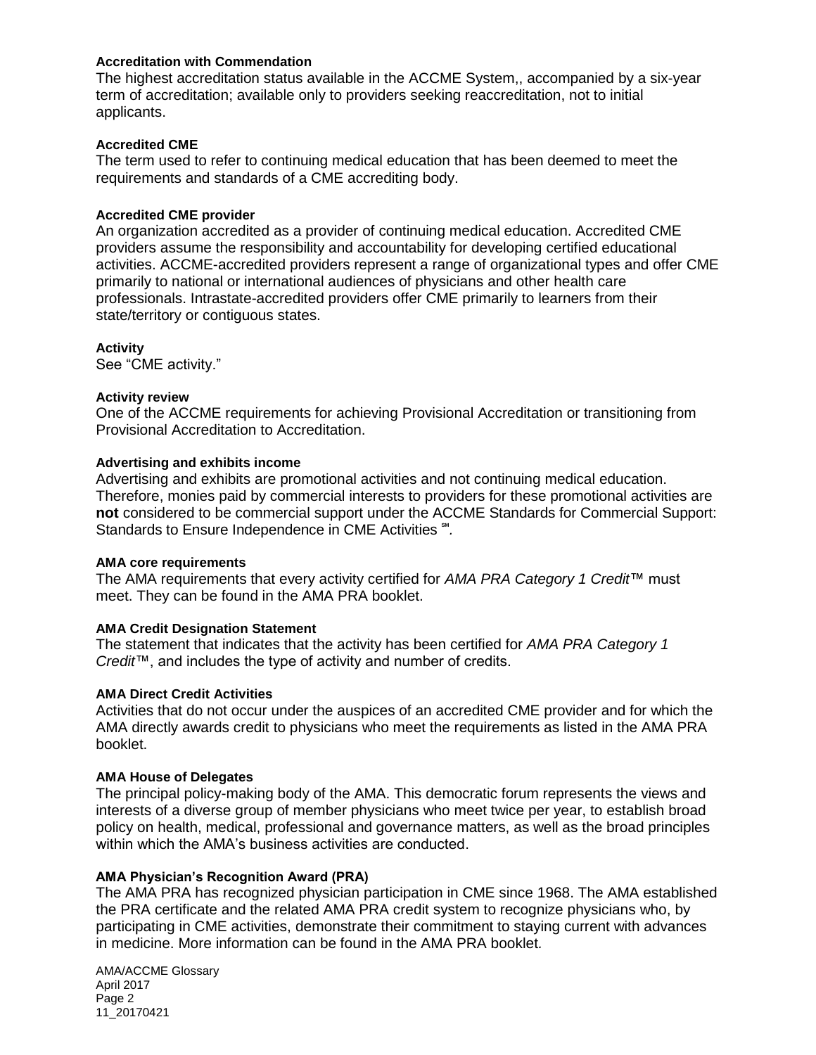**Accreditation with Commendation**

The highest accreditation status available in the ACCME System,, accompanied by a six-year term of accreditation; available only to providers seeking reaccreditation, not to initial applicants.

**Accredited CME**

The term used to refer to continuing medical education that has been deemed to meet the requirements and standards of a CME accrediting body.

**Accredited CME provider**

An organization accredited as a provider of continuing medical education. Accredited CME providers assume the responsibility and accountability for developing certified educational activities. ACCME-accredited providers represent a range of organizational types and offer CME primarily to national or international audiences of physicians and other health care professionals. Intrastate-accredited providers offer CME primarily to learners from their state/territory or contiguous states.

**Activity**

See "CME activity."

**Activity review**

One of the ACCME requirements for achieving Provisional Accreditation or transitioning from Provisional Accreditation to Accreditation.

**Advertising and exhibits income**

Advertising and exhibits are promotional activities and not continuing medical education. Therefore, monies paid by commercial interests to providers for these promotional activities are **not** considered to be commercial support under the ACCME Standards for Commercial Support: Standards to Ensure Independence in CME Activities ℠.

**AMA core requirements**

The AMA requirements that every activity certified for *AMA PRA Category 1 Credit*™ must meet. They can be found in the AMA PRA booklet.

**AMA Credit Designation Statement**

The statement that indicates that the activity has been certified for *AMA PRA Category 1 Credit*™, and includes the type of activity and number of credits.

**AMA Direct Credit Activities**

Activities that do not occur under the auspices of an accredited CME provider and for which the AMA directly awards credit to physicians who meet the requirements as listed in the AMA PRA booklet.

**AMA House of Delegates**

The principal policy-making body of the AMA. This democratic forum represents the views and interests of a diverse group of member physicians who meet twice per year, to establish broad policy on health, medical, professional and governance matters, as well as the broad principles within which the AMA's business activities are conducted.

**AMA Physician's Recognition Award (PRA)**

The AMA PRA has recognized physician participation in CME since 1968. The AMA established the PRA certificate and the related AMA PRA credit system to recognize physicians who, by participating in CME activities, demonstrate their commitment to staying current with advances in medicine. More information can be found in the AMA PRA booklet.

AMA/ACCME Glossary
April 2017
11_20170421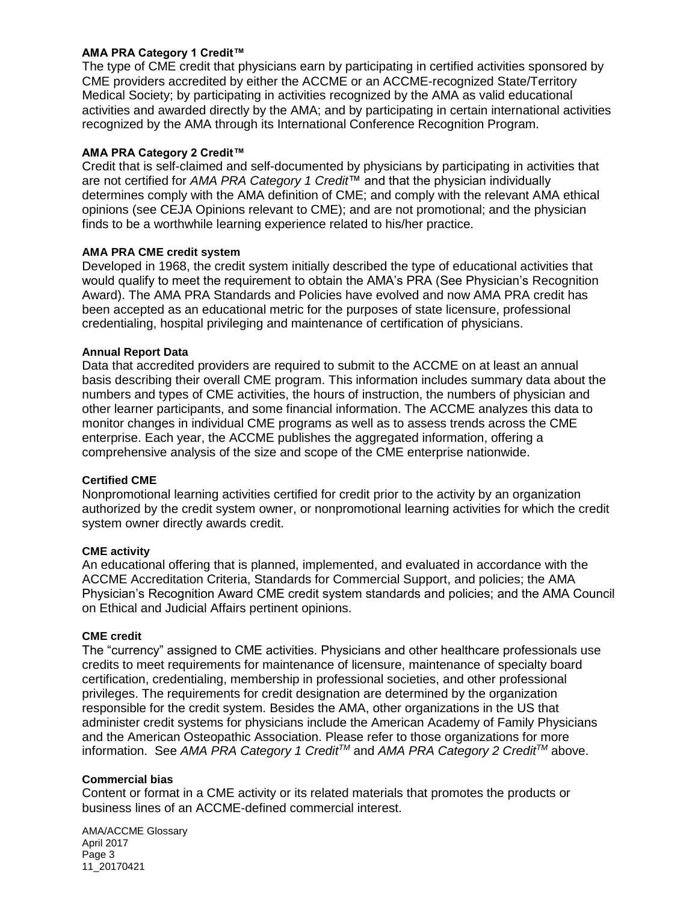**AMA PRA Category 1 Credit™**
The type of CME credit that physicians earn by participating in certified activities sponsored by CME providers accredited by either the ACCME or an ACCME-recognized State/Territory Medical Society; by participating in activities recognized by the AMA as valid educational activities and awarded directly by the AMA; and by participating in certain international activities recognized by the AMA through its International Conference Recognition Program.

**AMA PRA Category 2 Credit™**
Credit that is self-claimed and self-documented by physicians by participating in activities that are not certified for *AMA PRA Category 1 Credit*™ and that the physician individually determines comply with the AMA definition of CME; and comply with the relevant AMA ethical opinions (see CEJA Opinions relevant to CME); and are not promotional; and the physician finds to be a worthwhile learning experience related to his/her practice.

**AMA PRA CME credit system**
Developed in 1968, the credit system initially described the type of educational activities that would qualify to meet the requirement to obtain the AMA's PRA (See Physician's Recognition Award). The AMA PRA Standards and Policies have evolved and now AMA PRA credit has been accepted as an educational metric for the purposes of state licensure, professional credentialing, hospital privileging and maintenance of certification of physicians.

**Annual Report Data**
Data that accredited providers are required to submit to the ACCME on at least an annual basis describing their overall CME program. This information includes summary data about the numbers and types of CME activities, the hours of instruction, the numbers of physician and other learner participants, and some financial information. The ACCME analyzes this data to monitor changes in individual CME programs as well as to assess trends across the CME enterprise. Each year, the ACCME publishes the aggregated information, offering a comprehensive analysis of the size and scope of the CME enterprise nationwide.

**Certified CME**
Nonpromotional learning activities certified for credit prior to the activity by an organization authorized by the credit system owner, or nonpromotional learning activities for which the credit system owner directly awards credit.

**CME activity**
An educational offering that is planned, implemented, and evaluated in accordance with the ACCME Accreditation Criteria, Standards for Commercial Support, and policies; the AMA Physician's Recognition Award CME credit system standards and policies; and the AMA Council on Ethical and Judicial Affairs pertinent opinions.

**CME credit**
The "currency" assigned to CME activities. Physicians and other healthcare professionals use credits to meet requirements for maintenance of licensure, maintenance of specialty board certification, credentialing, membership in professional societies, and other professional privileges. The requirements for credit designation are determined by the organization responsible for the credit system. Besides the AMA, other organizations in the US that administer credit systems for physicians include the American Academy of Family Physicians and the American Osteopathic Association. Please refer to those organizations for more information. See *AMA PRA Category 1 Credit™* and *AMA PRA Category 2 Credit™* above.

**Commercial bias**
Content or format in a CME activity or its related materials that promotes the products or business lines of an ACCME-defined commercial interest.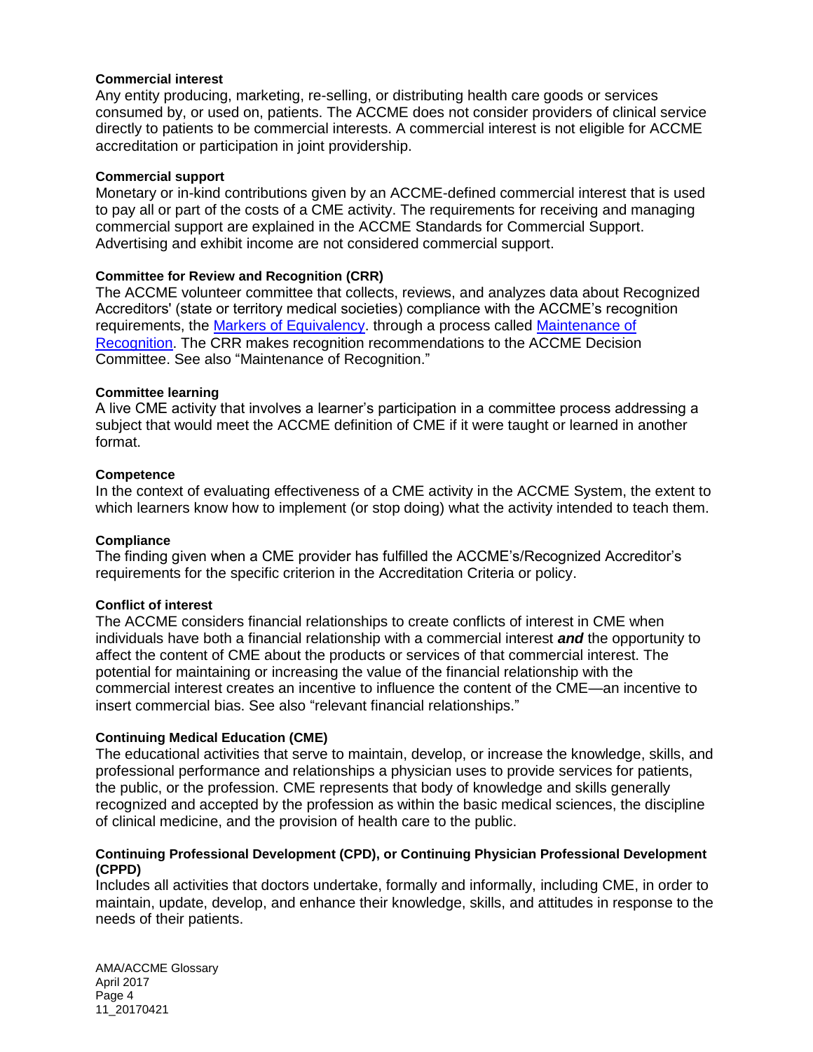#### Commercial interest
Any entity producing, marketing, re-selling, or distributing health care goods or services consumed by, or used on, patients. The ACCME does not consider providers of clinical service directly to patients to be commercial interests. A commercial interest is not eligible for ACCME accreditation or participation in joint providership.

#### Commercial support
Monetary or in-kind contributions given by an ACCME-defined commercial interest that is used to pay all or part of the costs of a CME activity. The requirements for receiving and managing commercial support are explained in the ACCME Standards for Commercial Support. Advertising and exhibit income are not considered commercial support.

#### Committee for Review and Recognition (CRR)
The ACCME volunteer committee that collects, reviews, and analyzes data about Recognized Accreditors' (state or territory medical societies) compliance with the ACCME's recognition requirements, the Markers of Equivalency. through a process called Maintenance of Recognition. The CRR makes recognition recommendations to the ACCME Decision Committee. See also "Maintenance of Recognition."

#### Committee learning
A live CME activity that involves a learner's participation in a committee process addressing a subject that would meet the ACCME definition of CME if it were taught or learned in another format.

#### Competence
In the context of evaluating effectiveness of a CME activity in the ACCME System, the extent to which learners know how to implement (or stop doing) what the activity intended to teach them.

#### Compliance
The finding given when a CME provider has fulfilled the ACCME's/Recognized Accreditor's requirements for the specific criterion in the Accreditation Criteria or policy.

#### Conflict of interest
The ACCME considers financial relationships to create conflicts of interest in CME when individuals have both a financial relationship with a commercial interest ***and*** the opportunity to affect the content of CME about the products or services of that commercial interest. The potential for maintaining or increasing the value of the financial relationship with the commercial interest creates an incentive to influence the content of the CME—an incentive to insert commercial bias. See also "relevant financial relationships."

#### Continuing Medical Education (CME)
The educational activities that serve to maintain, develop, or increase the knowledge, skills, and professional performance and relationships a physician uses to provide services for patients, the public, or the profession. CME represents that body of knowledge and skills generally recognized and accepted by the profession as within the basic medical sciences, the discipline of clinical medicine, and the provision of health care to the public.

#### Continuing Professional Development (CPD), or Continuing Physician Professional Development (CPPD)
Includes all activities that doctors undertake, formally and informally, including CME, in order to maintain, update, develop, and enhance their knowledge, skills, and attitudes in response to the needs of their patients.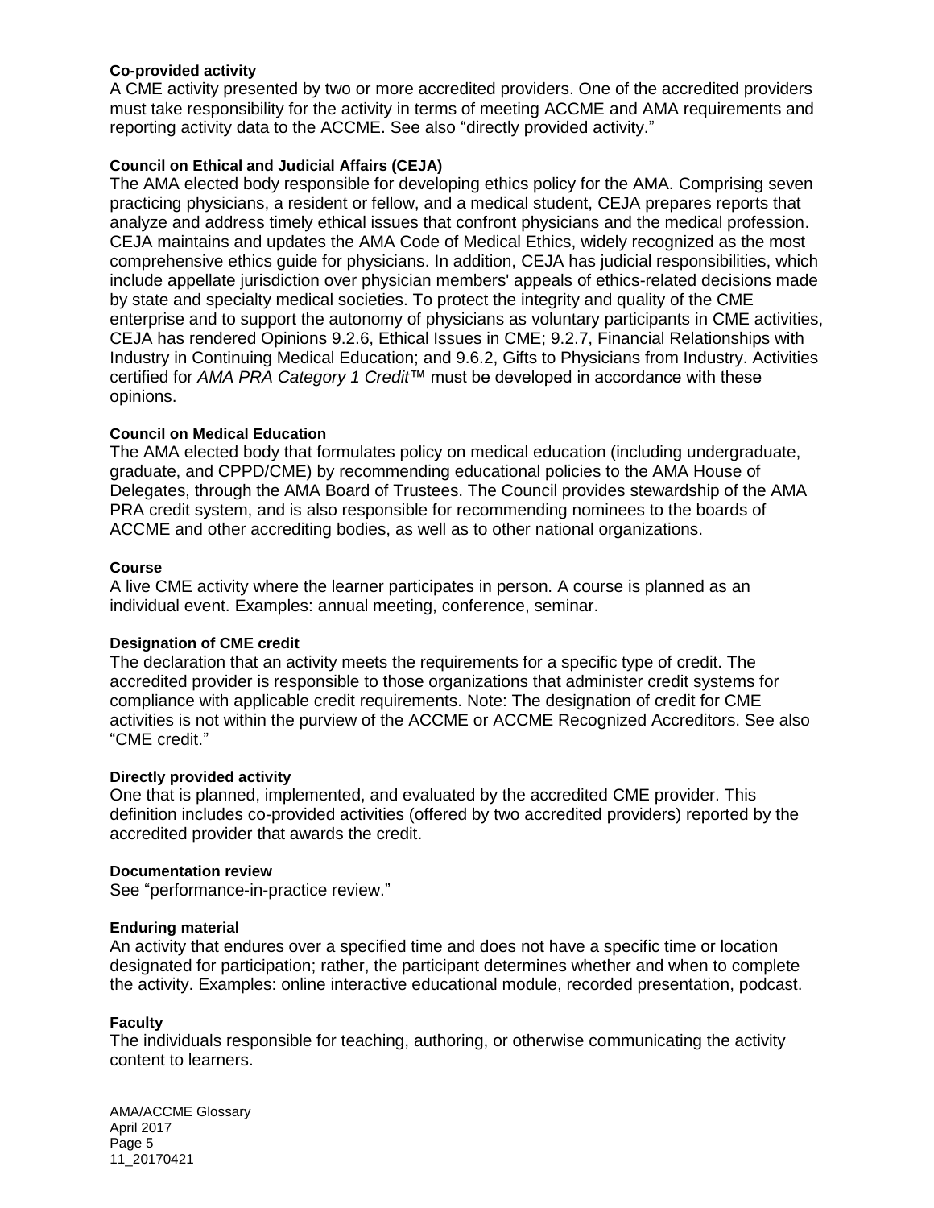**Co-provided activity**

A CME activity presented by two or more accredited providers. One of the accredited providers must take responsibility for the activity in terms of meeting ACCME and AMA requirements and reporting activity data to the ACCME. See also "directly provided activity."

**Council on Ethical and Judicial Affairs (CEJA)**

The AMA elected body responsible for developing ethics policy for the AMA. Comprising seven practicing physicians, a resident or fellow, and a medical student, CEJA prepares reports that analyze and address timely ethical issues that confront physicians and the medical profession. CEJA maintains and updates the AMA Code of Medical Ethics, widely recognized as the most comprehensive ethics guide for physicians. In addition, CEJA has judicial responsibilities, which include appellate jurisdiction over physician members' appeals of ethics-related decisions made by state and specialty medical societies. To protect the integrity and quality of the CME enterprise and to support the autonomy of physicians as voluntary participants in CME activities, CEJA has rendered Opinions 9.2.6, Ethical Issues in CME; 9.2.7, Financial Relationships with Industry in Continuing Medical Education; and 9.6.2, Gifts to Physicians from Industry. Activities certified for *AMA PRA Category 1 Credit*™ must be developed in accordance with these opinions.

**Council on Medical Education**

The AMA elected body that formulates policy on medical education (including undergraduate, graduate, and CPPD/CME) by recommending educational policies to the AMA House of Delegates, through the AMA Board of Trustees. The Council provides stewardship of the AMA PRA credit system, and is also responsible for recommending nominees to the boards of ACCME and other accrediting bodies, as well as to other national organizations.

**Course**

A live CME activity where the learner participates in person. A course is planned as an individual event. Examples: annual meeting, conference, seminar.

**Designation of CME credit**

The declaration that an activity meets the requirements for a specific type of credit. The accredited provider is responsible to those organizations that administer credit systems for compliance with applicable credit requirements. Note: The designation of credit for CME activities is not within the purview of the ACCME or ACCME Recognized Accreditors. See also "CME credit."

**Directly provided activity**

One that is planned, implemented, and evaluated by the accredited CME provider. This definition includes co-provided activities (offered by two accredited providers) reported by the accredited provider that awards the credit.

**Documentation review**

See "performance-in-practice review."

**Enduring material**

An activity that endures over a specified time and does not have a specific time or location designated for participation; rather, the participant determines whether and when to complete the activity. Examples: online interactive educational module, recorded presentation, podcast.

**Faculty**

The individuals responsible for teaching, authoring, or otherwise communicating the activity content to learners.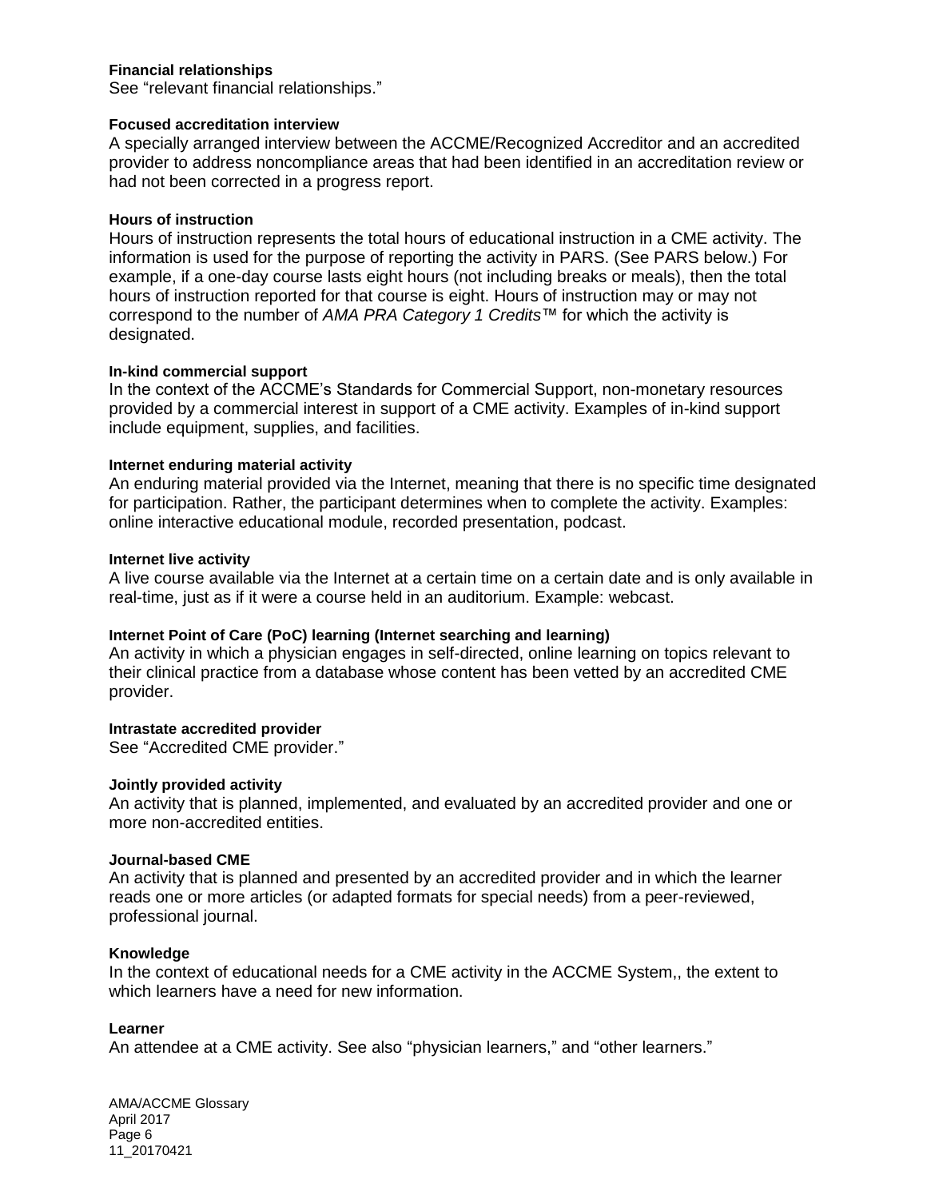**Financial relationships**

See "relevant financial relationships."

**Focused accreditation interview**

A specially arranged interview between the ACCME/Recognized Accreditor and an accredited provider to address noncompliance areas that had been identified in an accreditation review or had not been corrected in a progress report.

**Hours of instruction**

Hours of instruction represents the total hours of educational instruction in a CME activity. The information is used for the purpose of reporting the activity in PARS. (See PARS below.) For example, if a one-day course lasts eight hours (not including breaks or meals), then the total hours of instruction reported for that course is eight. Hours of instruction may or may not correspond to the number of *AMA PRA Category 1 Credits*™ for which the activity is designated.

**In-kind commercial support**

In the context of the ACCME's Standards for Commercial Support, non-monetary resources provided by a commercial interest in support of a CME activity. Examples of in-kind support include equipment, supplies, and facilities.

**Internet enduring material activity**

An enduring material provided via the Internet, meaning that there is no specific time designated for participation. Rather, the participant determines when to complete the activity. Examples: online interactive educational module, recorded presentation, podcast.

**Internet live activity**

A live course available via the Internet at a certain time on a certain date and is only available in real-time, just as if it were a course held in an auditorium. Example: webcast.

**Internet Point of Care (PoC) learning (Internet searching and learning)**

An activity in which a physician engages in self-directed, online learning on topics relevant to their clinical practice from a database whose content has been vetted by an accredited CME provider.

**Intrastate accredited provider**

See "Accredited CME provider."

**Jointly provided activity**

An activity that is planned, implemented, and evaluated by an accredited provider and one or more non-accredited entities.

**Journal-based CME**

An activity that is planned and presented by an accredited provider and in which the learner reads one or more articles (or adapted formats for special needs) from a peer-reviewed, professional journal.

**Knowledge**

In the context of educational needs for a CME activity in the ACCME System,, the extent to which learners have a need for new information.

**Learner**

An attendee at a CME activity. See also "physician learners," and "other learners."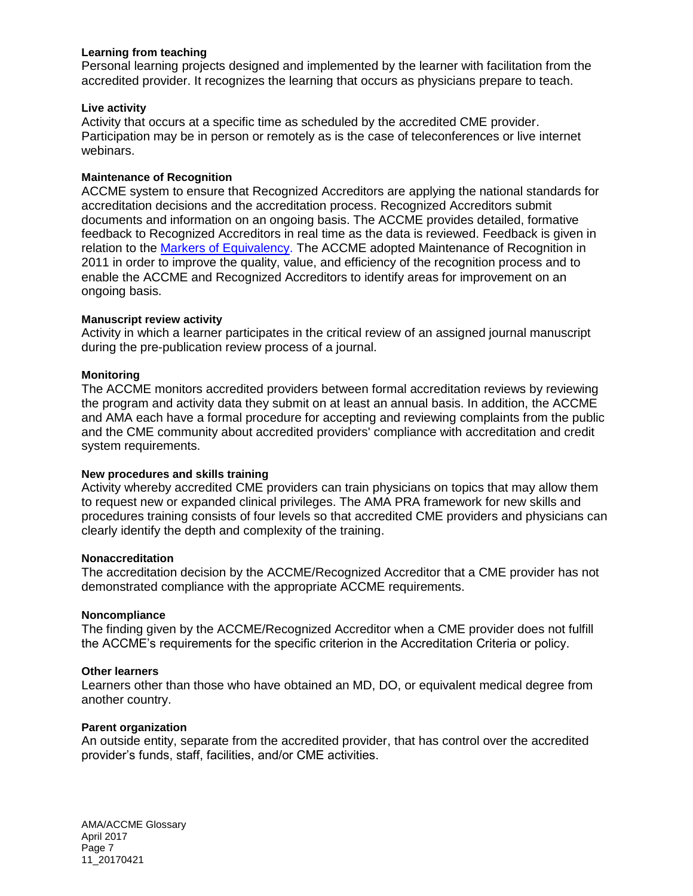**Learning from teaching**
Personal learning projects designed and implemented by the learner with facilitation from the accredited provider. It recognizes the learning that occurs as physicians prepare to teach.

**Live activity**
Activity that occurs at a specific time as scheduled by the accredited CME provider. Participation may be in person or remotely as is the case of teleconferences or live internet webinars.

**Maintenance of Recognition**
ACCME system to ensure that Recognized Accreditors are applying the national standards for accreditation decisions and the accreditation process. Recognized Accreditors submit documents and information on an ongoing basis. The ACCME provides detailed, formative feedback to Recognized Accreditors in real time as the data is reviewed. Feedback is given in relation to the Markers of Equivalency. The ACCME adopted Maintenance of Recognition in 2011 in order to improve the quality, value, and efficiency of the recognition process and to enable the ACCME and Recognized Accreditors to identify areas for improvement on an ongoing basis.

**Manuscript review activity**
Activity in which a learner participates in the critical review of an assigned journal manuscript during the pre-publication review process of a journal.

**Monitoring**
The ACCME monitors accredited providers between formal accreditation reviews by reviewing the program and activity data they submit on at least an annual basis. In addition, the ACCME and AMA each have a formal procedure for accepting and reviewing complaints from the public and the CME community about accredited providers' compliance with accreditation and credit system requirements.

**New procedures and skills training**
Activity whereby accredited CME providers can train physicians on topics that may allow them to request new or expanded clinical privileges. The AMA PRA framework for new skills and procedures training consists of four levels so that accredited CME providers and physicians can clearly identify the depth and complexity of the training.

**Nonaccreditation**
The accreditation decision by the ACCME/Recognized Accreditor that a CME provider has not demonstrated compliance with the appropriate ACCME requirements.

**Noncompliance**
The finding given by the ACCME/Recognized Accreditor when a CME provider does not fulfill the ACCME's requirements for the specific criterion in the Accreditation Criteria or policy.

**Other learners**
Learners other than those who have obtained an MD, DO, or equivalent medical degree from another country.

**Parent organization**
An outside entity, separate from the accredited provider, that has control over the accredited provider's funds, staff, facilities, and/or CME activities.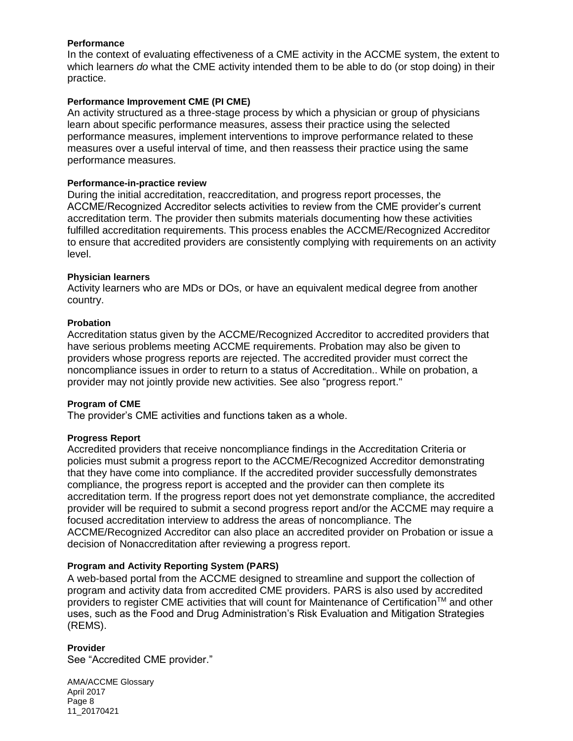**Performance**

In the context of evaluating effectiveness of a CME activity in the ACCME system, the extent to which learners *do* what the CME activity intended them to be able to do (or stop doing) in their practice.

**Performance Improvement CME (PI CME)**

An activity structured as a three-stage process by which a physician or group of physicians learn about specific performance measures, assess their practice using the selected performance measures, implement interventions to improve performance related to these measures over a useful interval of time, and then reassess their practice using the same performance measures.

**Performance-in-practice review**

During the initial accreditation, reaccreditation, and progress report processes, the ACCME/Recognized Accreditor selects activities to review from the CME provider's current accreditation term. The provider then submits materials documenting how these activities fulfilled accreditation requirements. This process enables the ACCME/Recognized Accreditor to ensure that accredited providers are consistently complying with requirements on an activity level.

**Physician learners**

Activity learners who are MDs or DOs, or have an equivalent medical degree from another country.

**Probation**

Accreditation status given by the ACCME/Recognized Accreditor to accredited providers that have serious problems meeting ACCME requirements. Probation may also be given to providers whose progress reports are rejected. The accredited provider must correct the noncompliance issues in order to return to a status of Accreditation.. While on probation, a provider may not jointly provide new activities. See also "progress report."

**Program of CME**

The provider's CME activities and functions taken as a whole.

**Progress Report**

Accredited providers that receive noncompliance findings in the Accreditation Criteria or policies must submit a progress report to the ACCME/Recognized Accreditor demonstrating that they have come into compliance. If the accredited provider successfully demonstrates compliance, the progress report is accepted and the provider can then complete its accreditation term. If the progress report does not yet demonstrate compliance, the accredited provider will be required to submit a second progress report and/or the ACCME may require a focused accreditation interview to address the areas of noncompliance. The ACCME/Recognized Accreditor can also place an accredited provider on Probation or issue a decision of Nonaccreditation after reviewing a progress report.

**Program and Activity Reporting System (PARS)**

A web-based portal from the ACCME designed to streamline and support the collection of program and activity data from accredited CME providers. PARS is also used by accredited providers to register CME activities that will count for Maintenance of Certification™ and other uses, such as the Food and Drug Administration's Risk Evaluation and Mitigation Strategies (REMS).

**Provider**

See "Accredited CME provider."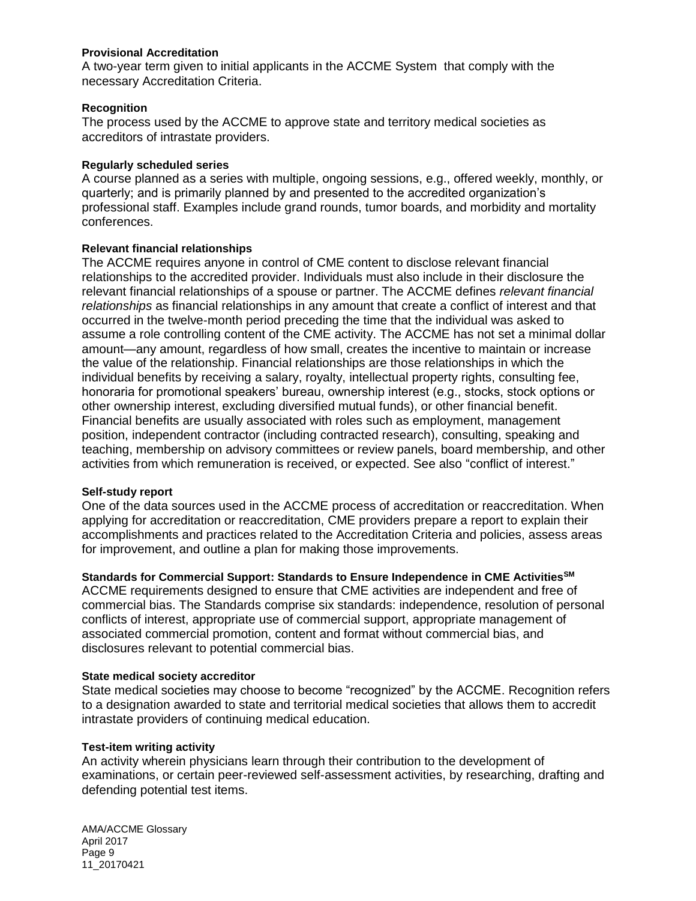**Provisional Accreditation**

A two-year term given to initial applicants in the ACCME System that comply with the necessary Accreditation Criteria.

**Recognition**

The process used by the ACCME to approve state and territory medical societies as accreditors of intrastate providers.

**Regularly scheduled series**

A course planned as a series with multiple, ongoing sessions, e.g., offered weekly, monthly, or quarterly; and is primarily planned by and presented to the accredited organization's professional staff. Examples include grand rounds, tumor boards, and morbidity and mortality conferences.

**Relevant financial relationships**

The ACCME requires anyone in control of CME content to disclose relevant financial relationships to the accredited provider. Individuals must also include in their disclosure the relevant financial relationships of a spouse or partner. The ACCME defines *relevant financial relationships* as financial relationships in any amount that create a conflict of interest and that occurred in the twelve-month period preceding the time that the individual was asked to assume a role controlling content of the CME activity. The ACCME has not set a minimal dollar amount—any amount, regardless of how small, creates the incentive to maintain or increase the value of the relationship. Financial relationships are those relationships in which the individual benefits by receiving a salary, royalty, intellectual property rights, consulting fee, honoraria for promotional speakers' bureau, ownership interest (e.g., stocks, stock options or other ownership interest, excluding diversified mutual funds), or other financial benefit. Financial benefits are usually associated with roles such as employment, management position, independent contractor (including contracted research), consulting, speaking and teaching, membership on advisory committees or review panels, board membership, and other activities from which remuneration is received, or expected. See also "conflict of interest."

**Self-study report**

One of the data sources used in the ACCME process of accreditation or reaccreditation. When applying for accreditation or reaccreditation, CME providers prepare a report to explain their accomplishments and practices related to the Accreditation Criteria and policies, assess areas for improvement, and outline a plan for making those improvements.

**Standards for Commercial Support: Standards to Ensure Independence in CME Activities℠**

ACCME requirements designed to ensure that CME activities are independent and free of commercial bias. The Standards comprise six standards: independence, resolution of personal conflicts of interest, appropriate use of commercial support, appropriate management of associated commercial promotion, content and format without commercial bias, and disclosures relevant to potential commercial bias.

**State medical society accreditor**

State medical societies may choose to become "recognized" by the ACCME. Recognition refers to a designation awarded to state and territorial medical societies that allows them to accredit intrastate providers of continuing medical education.

**Test-item writing activity**

An activity wherein physicians learn through their contribution to the development of examinations, or certain peer-reviewed self-assessment activities, by researching, drafting and defending potential test items.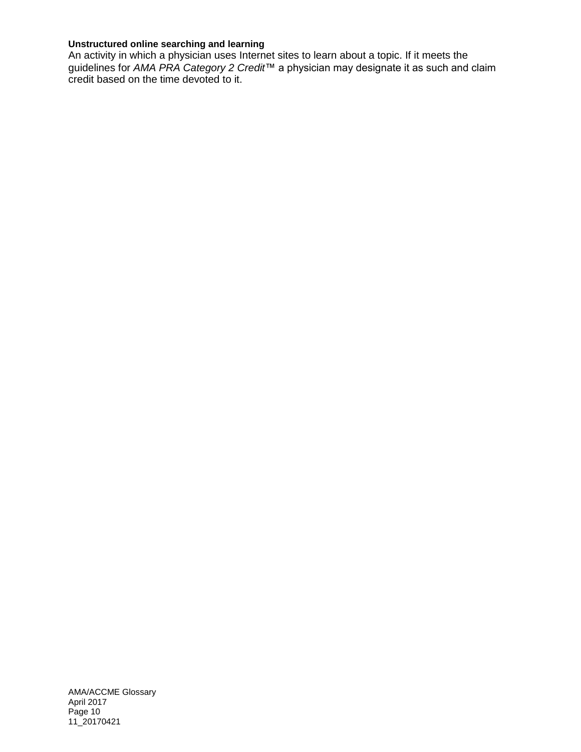**Unstructured online searching and learning**

An activity in which a physician uses Internet sites to learn about a topic. If it meets the guidelines for *AMA PRA Category 2 Credit*™ a physician may designate it as such and claim credit based on the time devoted to it.